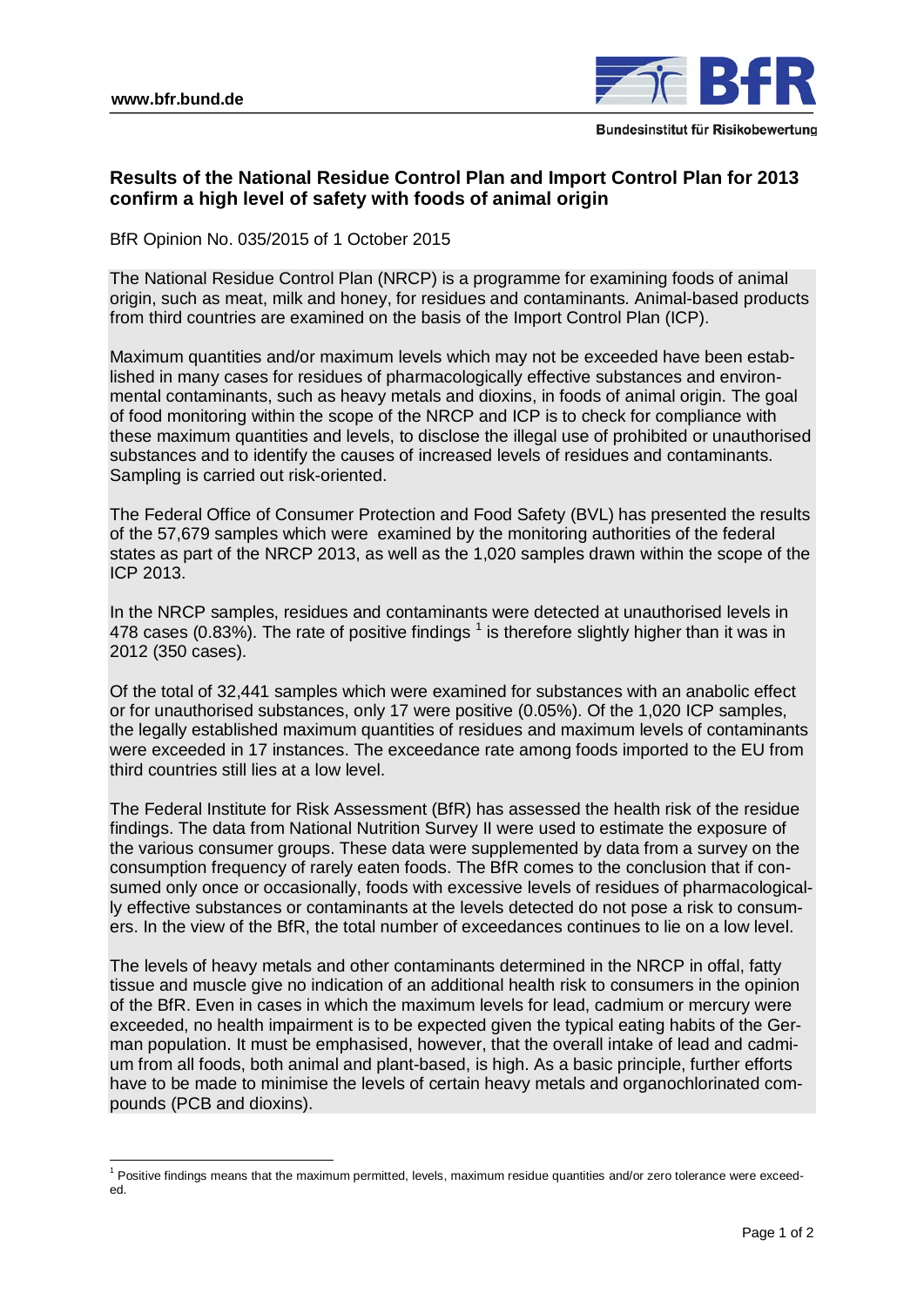# Results of the National Residue Control Plan and Import Control Plan for 2013 confirm a high level of safety with foods of animal origin

BfR Opinion No. 035/2015 of 1 October 2015

The National Residue Control Plan (NRCP) is a programme for examining foods of animal origin, such as meat, milk and honey, for residues and contaminants. Animal-based products from third countries are examined on the basis of the Import Control Plan (ICP).

Maximum quantities and/or maximum levels which may not be exceeded have been established in many cases for residues of pharmacologically effective substances and environmental contaminants, such as heavy metals and dioxins, in foods of animal origin. The goal of food monitoring within the scope of the NRCP and ICP is to check for compliance with these maximum quantities and levels, to disclose the illegal use of prohibited or unauthorised substances and to identify the causes of increased levels of residues and contaminants. Sampling is carried out risk-oriented.

The Federal Office of Consumer Protection and Food Safety (BVL) has presented the results of the 57,679 samples which were examined by the monitoring authorities of the federal states as part of the NRCP 2013, as well as the 1,020 samples drawn within the scope of the ICP 2013.

In the NRCP samples, residues and contaminants were detected at unauthorised levels in 478 cases (0.83%). The rate of positive findings [1] is therefore slightly higher than it was in 2012 (350 cases).

Of the total of 32,441 samples which were examined for substances with an anabolic effect or for unauthorised substances, only 17 were positive (0.05%). Of the 1,020 ICP samples, the legally established maximum quantities of residues and maximum levels of contaminants were exceeded in 17 instances. The exceedance rate among foods imported to the EU from third countries still lies at a low level.

The Federal Institute for Risk Assessment (BfR) has assessed the health risk of the residue findings. The data from National Nutrition Survey II were used to estimate the exposure of the various consumer groups. These data were supplemented by data from a survey on the consumption frequency of rarely eaten foods. The BfR comes to the conclusion that if consumed only once or occasionally, foods with excessive levels of residues of pharmacologically effective substances or contaminants at the levels detected do not pose a risk to consumers. In the view of the BfR, the total number of exceedances continues to lie on a low level.

The levels of heavy metals and other contaminants determined in the NRCP in offal, fatty tissue and muscle give no indication of an additional health risk to consumers in the opinion of the BfR. Even in cases in which the maximum levels for lead, cadmium or mercury were exceeded, no health impairment is to be expected given the typical eating habits of the German population. It must be emphasised, however, that the overall intake of lead and cadmium from all foods, both animal and plant-based, is high. As a basic principle, further efforts have to be made to minimise the levels of certain heavy metals and organochlorinated compounds (PCB and dioxins).

[1] Positive findings means that the maximum permitted, levels, maximum residue quantities and/or zero tolerance were exceeded.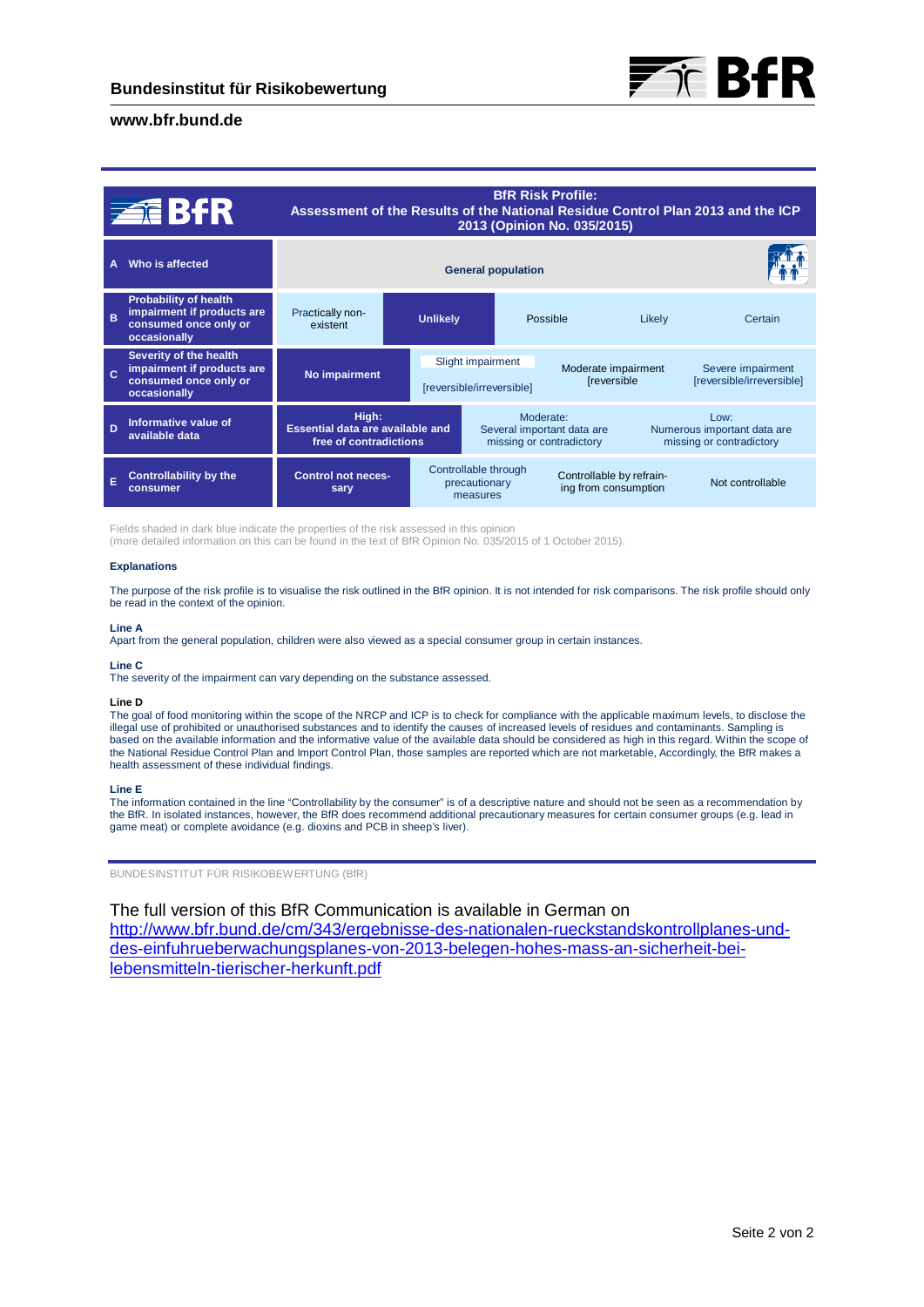**Bundesinstitut für Risikobewertung**

**www.bfr.bund.de**

| | **BfR Risk Profile: Assessment of the Results of the National Residue Control Plan 2013 and the ICP 2013 (Opinion No. 035/2015)** | | | | |
|---|---|---|---|---|---|
| **A Who is affected** | **General population** | | | | |
| **B Probability of health impairment if products are consumed once only or occasionally** | Practically non-existent | **Unlikely** | Possible | Likely | Certain |
| **C Severity of the health impairment if products are consumed once only or occasionally** | **No impairment** | Slight impairment [reversible/irreversible] | Moderate impairment [reversible | Severe impairment [reversible/irreversible] | |
| **D Informative value of available data** | **High: Essential data are available and free of contradictions** | Moderate: Several important data are missing or contradictory | Low: Numerous important data are missing or contradictory | | |
| **E Controllability by the consumer** | **Control not necessary** | Controllable through precautionary measures | Controllable by refraining from consumption | Not controllable | |

Fields shaded in dark blue indicate the properties of the risk assessed in this opinion
(more detailed information on this can be found in the text of BfR Opinion No. 035/2015 of 1 October 2015).

**Explanations**

The purpose of the risk profile is to visualise the risk outlined in the BfR opinion. It is not intended for risk comparisons. The risk profile should only be read in the context of the opinion.

**Line A**
Apart from the general population, children were also viewed as a special consumer group in certain instances.

**Line C**
The severity of the impairment can vary depending on the substance assessed.

**Line D**
The goal of food monitoring within the scope of the NRCP and ICP is to check for compliance with the applicable maximum levels, to disclose the illegal use of prohibited or unauthorised substances and to identify the causes of increased levels of residues and contaminants. Sampling is based on the available information and the informative value of the available data should be considered as high in this regard. Within the scope of the National Residue Control Plan and Import Control Plan, those samples are reported which are not marketable, Accordingly, the BfR makes a health assessment of these individual findings.

**Line E**
The information contained in the line "Controllability by the consumer" is of a descriptive nature and should not be seen as a recommendation by the BfR. In isolated instances, however, the BfR does recommend additional precautionary measures for certain consumer groups (e.g. lead in game meat) or complete avoidance (e.g. dioxins and PCB in sheep's liver).

BUNDESINSTITUT FÜR RISIKOBEWERTUNG (BfR)

The full version of this BfR Communication is available in German on
http://www.bfr.bund.de/cm/343/ergebnisse-des-nationalen-rueckstandskontrollplanes-und-des-einfuhrueberwachungsplanes-von-2013-belegen-hohes-mass-an-sicherheit-bei-lebensmitteln-tierischer-herkunft.pdf